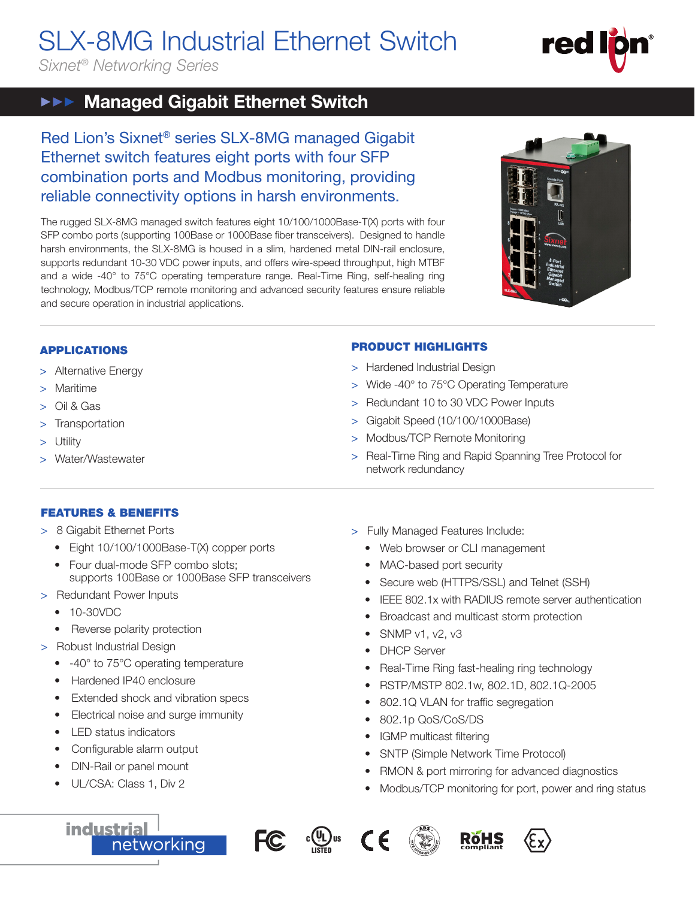# SLX-8MG Industrial Ethernet Switch

*Sixnet® Networking Series*

## Managed Gigabit Ethernet Switch

Red Lion's Sixnet® series SLX-8MG managed Gigabit Ethernet switch features eight ports with four SFP combination ports and Modbus monitoring, providing reliable connectivity options in harsh environments.

The rugged SLX-8MG managed switch features eight 10/100/1000Base-T(X) ports with four SFP combo ports (supporting 100Base or 1000Base fiber transceivers). Designed to handle harsh environments, the SLX-8MG is housed in a slim, hardened metal DIN-rail enclosure, supports redundant 10-30 VDC power inputs, and offers wire-speed throughput, high MTBF and a wide -40° to 75°C operating temperature range. Real-Time Ring, self-healing ring technology, Modbus/TCP remote monitoring and advanced security features ensure reliable and secure operation in industrial applications.

### APPLICATIONS

- Alternative Energy
- Maritime
- Oil & Gas
- Transportation
- Utility
- Water/Wastewater

### PRODUCT HIGHLIGHTS

- Hardened Industrial Design
- Wide -40° to 75°C Operating Temperature
- Redundant 10 to 30 VDC Power Inputs
- Gigabit Speed (10/100/1000Base)
- Modbus/TCP Remote Monitoring
- Real-Time Ring and Rapid Spanning Tree Protocol for network redundancy

### FEATURES & BENEFITS

- 8 Gigabit Ethernet Ports
  - Eight 10/100/1000Base-T(X) copper ports
  - Four dual-mode SFP combo slots; supports 100Base or 1000Base SFP transceivers
- Redundant Power Inputs
  - 10-30VDC
  - Reverse polarity protection
- Robust Industrial Design
  - -40° to 75°C operating temperature
  - Hardened IP40 enclosure
  - Extended shock and vibration specs
  - Electrical noise and surge immunity
  - LED status indicators
  - Configurable alarm output
  - DIN-Rail or panel mount
  - UL/CSA: Class 1, Div 2
- Fully Managed Features Include:
  - Web browser or CLI management
  - MAC-based port security
  - Secure web (HTTPS/SSL) and Telnet (SSH)
  - IEEE 802.1x with RADIUS remote server authentication
  - Broadcast and multicast storm protection
  - SNMP v1, v2, v3
  - DHCP Server
  - Real-Time Ring fast-healing ring technology
  - RSTP/MSTP 802.1w, 802.1D, 802.1Q-2005
  - 802.1Q VLAN for traffic segregation
  - 802.1p QoS/CoS/DS
  - IGMP multicast filtering
  - SNTP (Simple Network Time Protocol)
  - RMON & port mirroring for advanced diagnostics
  - Modbus/TCP monitoring for port, power and ring status

industrial networking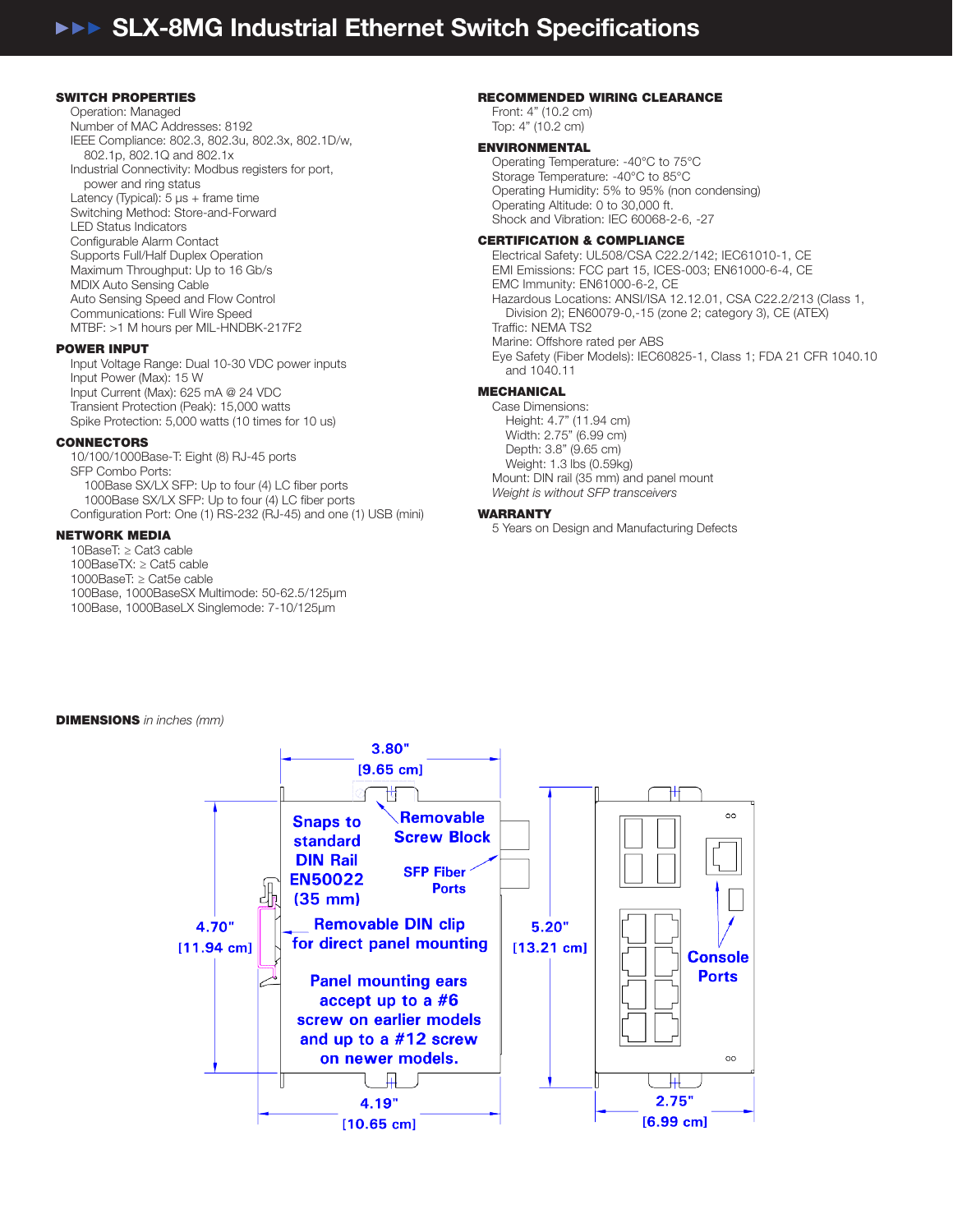# SLX-8MG Industrial Ethernet Switch Specifications

### SWITCH PROPERTIES

Operation: Managed
Number of MAC Addresses: 8192
IEEE Compliance: 802.3, 802.3u, 802.3x, 802.1D/w, 802.1p, 802.1Q and 802.1x
Industrial Connectivity: Modbus registers for port, power and ring status
Latency (Typical): 5 µs + frame time
Switching Method: Store-and-Forward
LED Status Indicators
Configurable Alarm Contact
Supports Full/Half Duplex Operation
Maximum Throughput: Up to 16 Gb/s
MDIX Auto Sensing Cable
Auto Sensing Speed and Flow Control
Communications: Full Wire Speed
MTBF: >1 M hours per MIL-HNDBK-217F2

### POWER INPUT

Input Voltage Range: Dual 10-30 VDC power inputs
Input Power (Max): 15 W
Input Current (Max): 625 mA @ 24 VDC
Transient Protection (Peak): 15,000 watts
Spike Protection: 5,000 watts (10 times for 10 us)

### CONNECTORS

10/100/1000Base-T: Eight (8) RJ-45 ports
SFP Combo Ports:
- 100Base SX/LX SFP: Up to four (4) LC fiber ports
- 1000Base SX/LX SFP: Up to four (4) LC fiber ports

Configuration Port: One (1) RS-232 (RJ-45) and one (1) USB (mini)

### NETWORK MEDIA

10BaseT: ≥ Cat3 cable
100BaseTX: ≥ Cat5 cable
1000BaseT: ≥ Cat5e cable
100Base, 1000BaseSX Multimode: 50-62.5/125µm
100Base, 1000BaseLX Singlemode: 7-10/125µm

### RECOMMENDED WIRING CLEARANCE

Front: 4" (10.2 cm)
Top: 4" (10.2 cm)

### ENVIRONMENTAL

Operating Temperature: -40°C to 75°C
Storage Temperature: -40°C to 85°C
Operating Humidity: 5% to 95% (non condensing)
Operating Altitude: 0 to 30,000 ft.
Shock and Vibration: IEC 60068-2-6, -27

### CERTIFICATION & COMPLIANCE

Electrical Safety: UL508/CSA C22.2/142; IEC61010-1, CE
EMI Emissions: FCC part 15, ICES-003; EN61000-6-4, CE
EMC Immunity: EN61000-6-2, CE
Hazardous Locations: ANSI/ISA 12.12.01, CSA C22.2/213 (Class 1, Division 2); EN60079-0,-15 (zone 2; category 3), CE (ATEX)
Traffic: NEMA TS2
Marine: Offshore rated per ABS
Eye Safety (Fiber Models): IEC60825-1, Class 1; FDA 21 CFR 1040.10 and 1040.11

### MECHANICAL

Case Dimensions:
- Height: 4.7" (11.94 cm)
- Width: 2.75" (6.99 cm)
- Depth: 3.8" (9.65 cm)
- Weight: 1.3 lbs (0.59kg)

Mount: DIN rail (35 mm) and panel mount
*Weight is without SFP transceivers*

### WARRANTY

5 Years on Design and Manufacturing Defects

### DIMENSIONS *in inches (mm)*

3.80" [9.65 cm]
4.70" [11.94 cm]
4.19" [10.65 cm]
5.20" [13.21 cm]
2.75" [6.99 cm]

Snaps to standard DIN Rail EN50022 (35 mm)
Removable Screw Block
SFP Fiber Ports
Removable DIN clip for direct panel mounting
Panel mounting ears accept up to a #6 screw on earlier models and up to a #12 screw on newer models.
Console Ports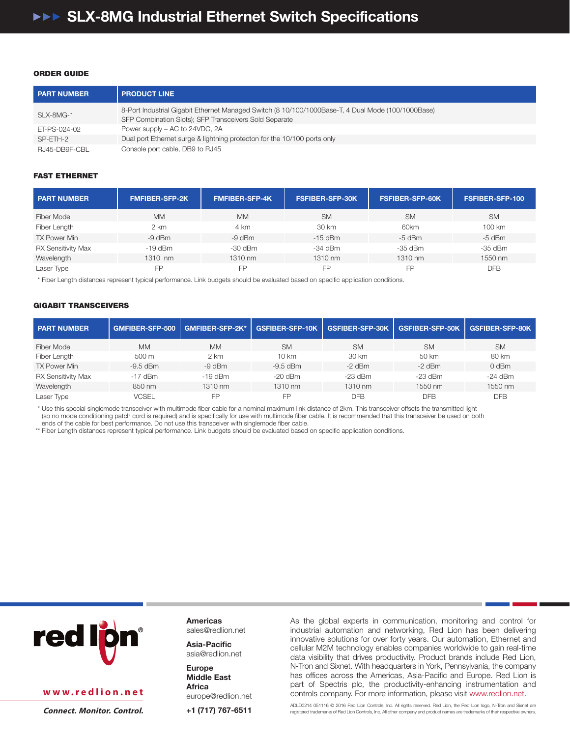# SLX-8MG Industrial Ethernet Switch Specifications

### ORDER GUIDE

| PART NUMBER | PRODUCT LINE |
|---|---|
| SLX-8MG-1 | 8-Port Industrial Gigabit Ethernet Managed Switch (8 10/100/1000Base-T, 4 Dual Mode (100/1000Base) SFP Combination Slots); SFP Transceivers Sold Separate |
| ET-PS-024-02 | Power supply – AC to 24VDC, 2A |
| SP-ETH-2 | Dual port Ethernet surge & lightning protecton for the 10/100 ports only |
| RJ45-DB9F-CBL | Console port cable, DB9 to RJ45 |

### FAST ETHERNET

| PART NUMBER | FMFIBER-SFP-2K | FMFIBER-SFP-4K | FSFIBER-SFP-30K | FSFIBER-SFP-60K | FSFIBER-SFP-100 |
|---|---|---|---|---|---|
| Fiber Mode | MM | MM | SM | SM | SM |
| Fiber Length | 2 km | 4 km | 30 km | 60km | 100 km |
| TX Power Min | -9 dBm | -9 dBm | -15 dBm | -5 dBm | -5 dBm |
| RX Sensitivity Max | -19 dBm | -30 dBm | -34 dBm | -35 dBm | -35 dBm |
| Wavelength | 1310 nm | 1310 nm | 1310 nm | 1310 nm | 1550 nm |
| Laser Type | FP | FP | FP | FP | DFB |

\* Fiber Length distances represent typical performance. Link budgets should be evaluated based on specific application conditions.

### GIGABIT TRANSCEIVERS

| PART NUMBER | GMFIBER-SFP-500 | GMFIBER-SFP-2K* | GSFIBER-SFP-10K | GSFIBER-SFP-30K | GSFIBER-SFP-50K | GSFIBER-SFP-80K |
|---|---|---|---|---|---|---|
| Fiber Mode | MM | MM | SM | SM | SM | SM |
| Fiber Length | 500 m | 2 km | 10 km | 30 km | 50 km | 80 km |
| TX Power Min | -9.5 dBm | -9 dBm | -9.5 dBm | -2 dBm | -2 dBm | 0 dBm |
| RX Sensitivity Max | -17 dBm | -19 dBm | -20 dBm | -23 dBm | -23 dBm | -24 dBm |
| Wavelength | 850 nm | 1310 nm | 1310 nm | 1310 nm | 1550 nm | 1550 nm |
| Laser Type | VCSEL | FP | FP | DFB | DFB | DFB |

\* Use this special singlemode transceiver with multimode fiber cable for a nominal maximum link distance of 2km. This transceiver offsets the transmitted light (so no mode conditioning patch cord is required) and is specifically for use with multimode fiber cable. It is recommended that this transceiver be used on both ends of the cable for best performance. Do not use this transceiver with singlemode fiber cable.

\*\* Fiber Length distances represent typical performance. Link budgets should be evaluated based on specific application conditions.

red lion®

www.redlion.net

*Connect. Monitor. Control.*

**Americas**
sales@redlion.net

**Asia-Pacific**
asia@redlion.net

**Europe**
**Middle East**
**Africa**
europe@redlion.net

**+1 (717) 767-6511**

As the global experts in communication, monitoring and control for industrial automation and networking, Red Lion has been delivering innovative solutions for over forty years. Our automation, Ethernet and cellular M2M technology enables companies worldwide to gain real-time data visibility that drives productivity. Product brands include Red Lion, N-Tron and Sixnet. With headquarters in York, Pennsylvania, the company has offices across the Americas, Asia-Pacific and Europe. Red Lion is part of Spectris plc, the productivity-enhancing instrumentation and controls company. For more information, please visit www.redlion.net.

ADLD0214 051116 © 2016 Red Lion Controls, Inc. All rights reserved. Red Lion, the Red Lion logo, N-Tron and Sixnet are registered trademarks of Red Lion Controls, Inc. All other company and product names are trademarks of their respective owners.